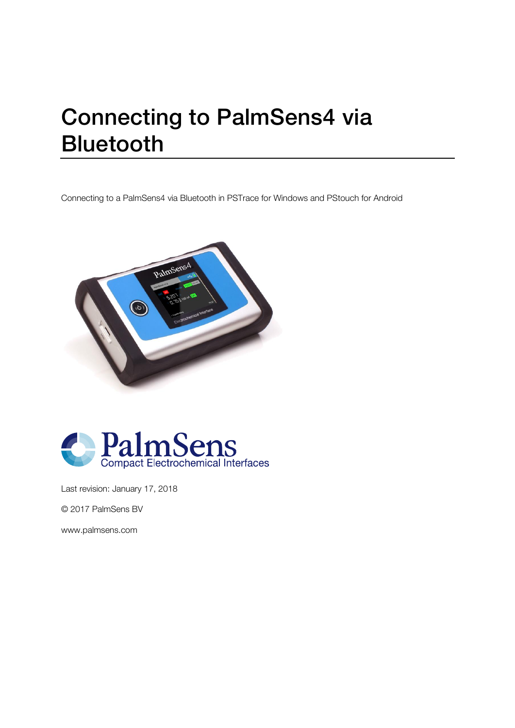# Connecting to PalmSens4 via Bluetooth

Connecting to a PalmSens4 via Bluetooth in PSTrace for Windows and PStouch for Android

PalmSens
Compact Electrochemical Interfaces

Last revision: January 17, 2018

© 2017 PalmSens BV

www.palmsens.com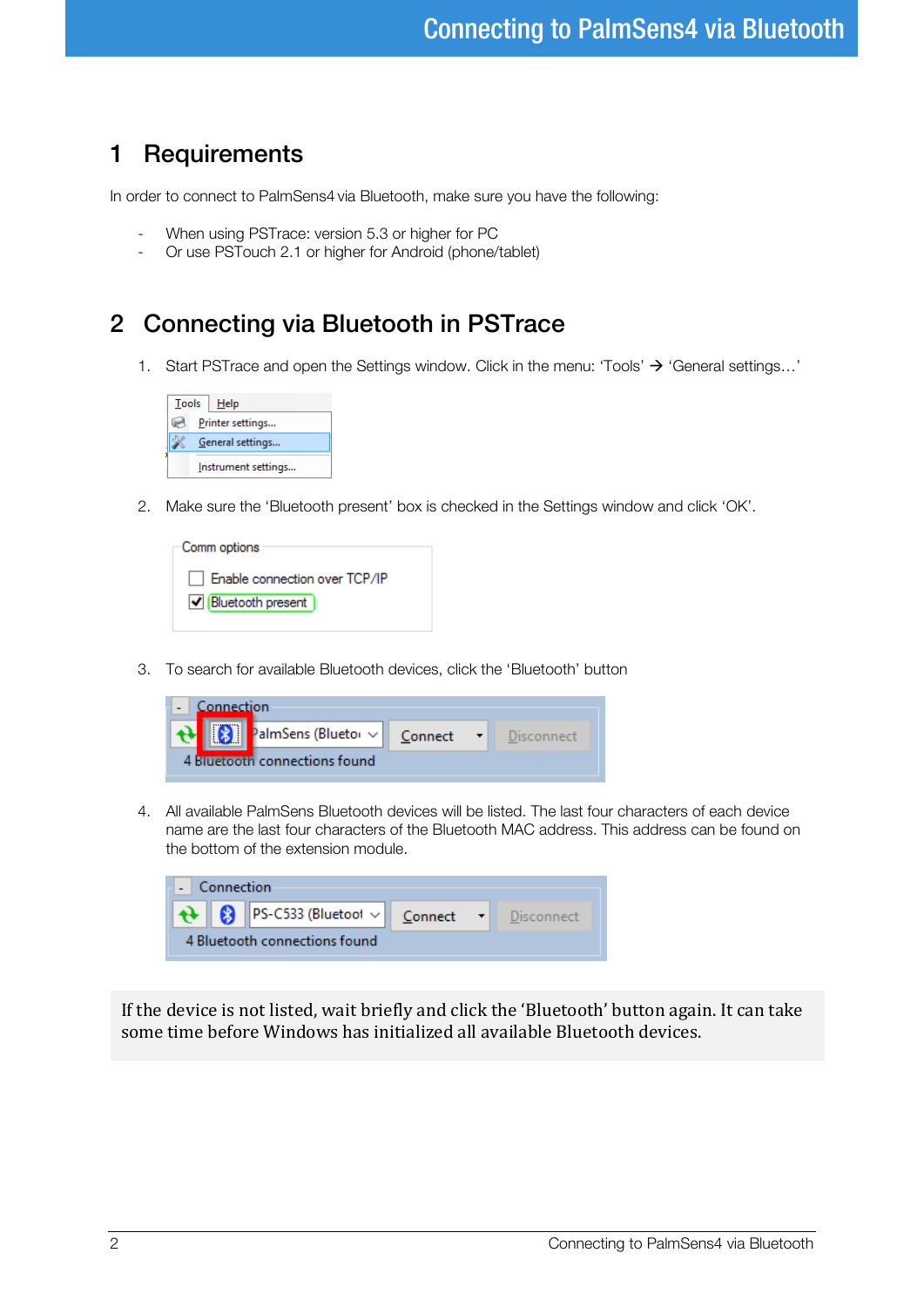# 1 Requirements

In order to connect to PalmSens4 via Bluetooth, make sure you have the following:

- When using PSTrace: version 5.3 or higher for PC
- Or use PSTouch 2.1 or higher for Android (phone/tablet)

# 2 Connecting via Bluetooth in PSTrace

1. Start PSTrace and open the Settings window. Click in the menu: 'Tools' → 'General settings…'

2. Make sure the 'Bluetooth present' box is checked in the Settings window and click 'OK'.

3. To search for available Bluetooth devices, click the 'Bluetooth' button

4. All available PalmSens Bluetooth devices will be listed. The last four characters of each device name are the last four characters of the Bluetooth MAC address. This address can be found on the bottom of the extension module.

If the device is not listed, wait briefly and click the 'Bluetooth' button again. It can take some time before Windows has initialized all available Bluetooth devices.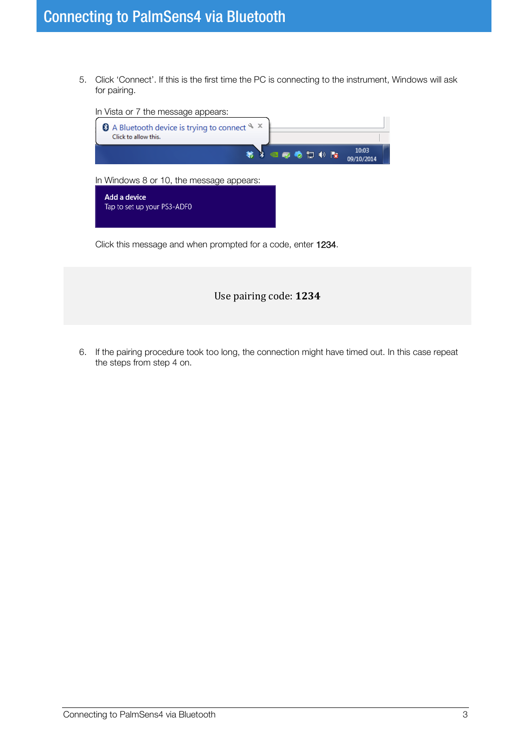# Connecting to PalmSens4 via Bluetooth

5. Click 'Connect'. If this is the first time the PC is connecting to the instrument, Windows will ask for pairing.

   In Vista or 7 the message appears:

   A Bluetooth device is trying to connect
   Click to allow this.

   In Windows 8 or 10, the message appears:

   **Add a device**
   Tap to set up your PS3-ADF0

   Click this message and when prompted for a code, enter 1234.

> Use pairing code: **1234**

6. If the pairing procedure took too long, the connection might have timed out. In this case repeat the steps from step 4 on.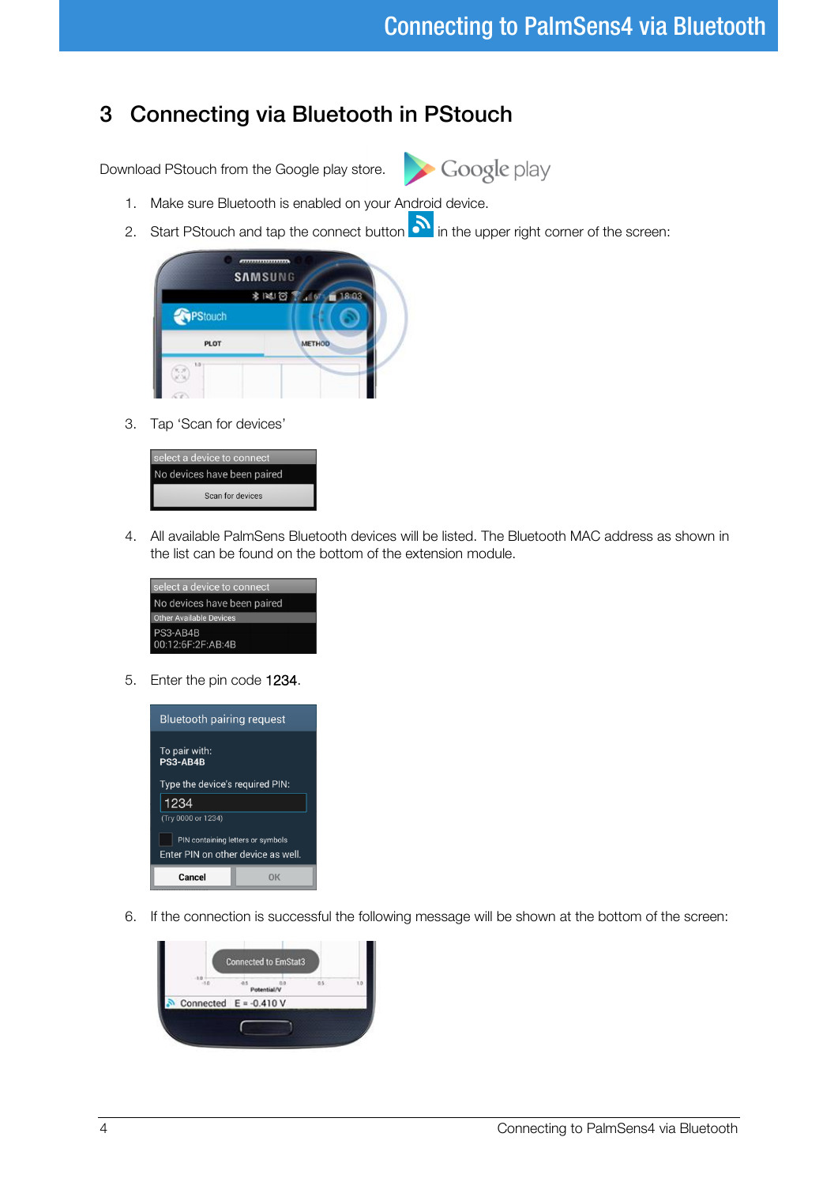# 3 Connecting via Bluetooth in PStouch

Download PStouch from the Google play store.

1. Make sure Bluetooth is enabled on your Android device.
2. Start PStouch and tap the connect button in the upper right corner of the screen:
3. Tap 'Scan for devices'
4. All available PalmSens Bluetooth devices will be listed. The Bluetooth MAC address as shown in the list can be found on the bottom of the extension module.
5. Enter the pin code **1234**.
6. If the connection is successful the following message will be shown at the bottom of the screen: